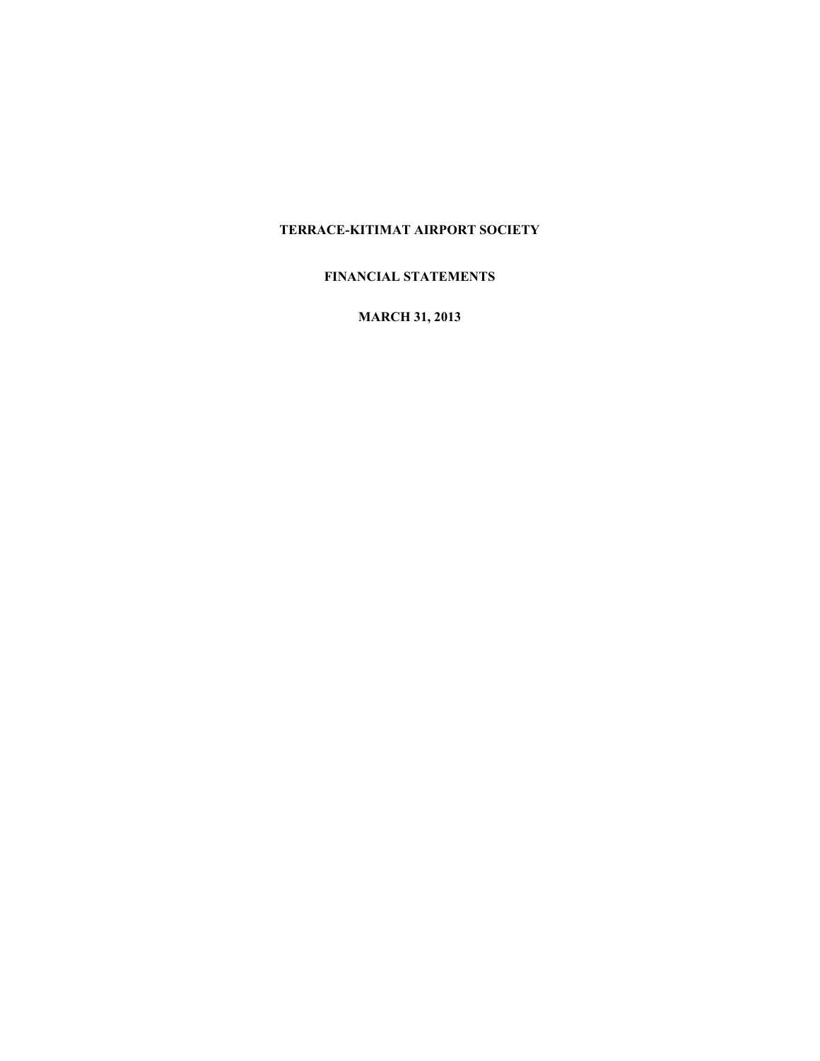# TERRACE-KITIMAT AIRPORT SOCIETY

## FINANCIAL STATEMENTS

## MARCH 31, 2013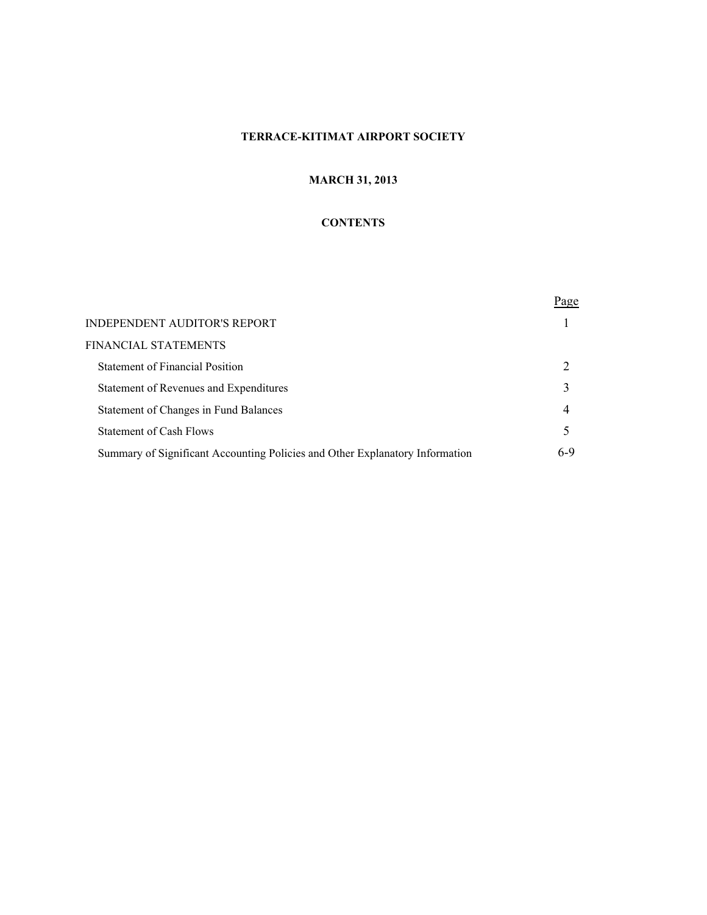# TERRACE-KITIMAT AIRPORT SOCIETY

## MARCH 31, 2013

## CONTENTS

| | Page |
|---|---|
| INDEPENDENT AUDITOR'S REPORT | 1 |
| FINANCIAL STATEMENTS | |
| Statement of Financial Position | 2 |
| Statement of Revenues and Expenditures | 3 |
| Statement of Changes in Fund Balances | 4 |
| Statement of Cash Flows | 5 |
| Summary of Significant Accounting Policies and Other Explanatory Information | 6-9 |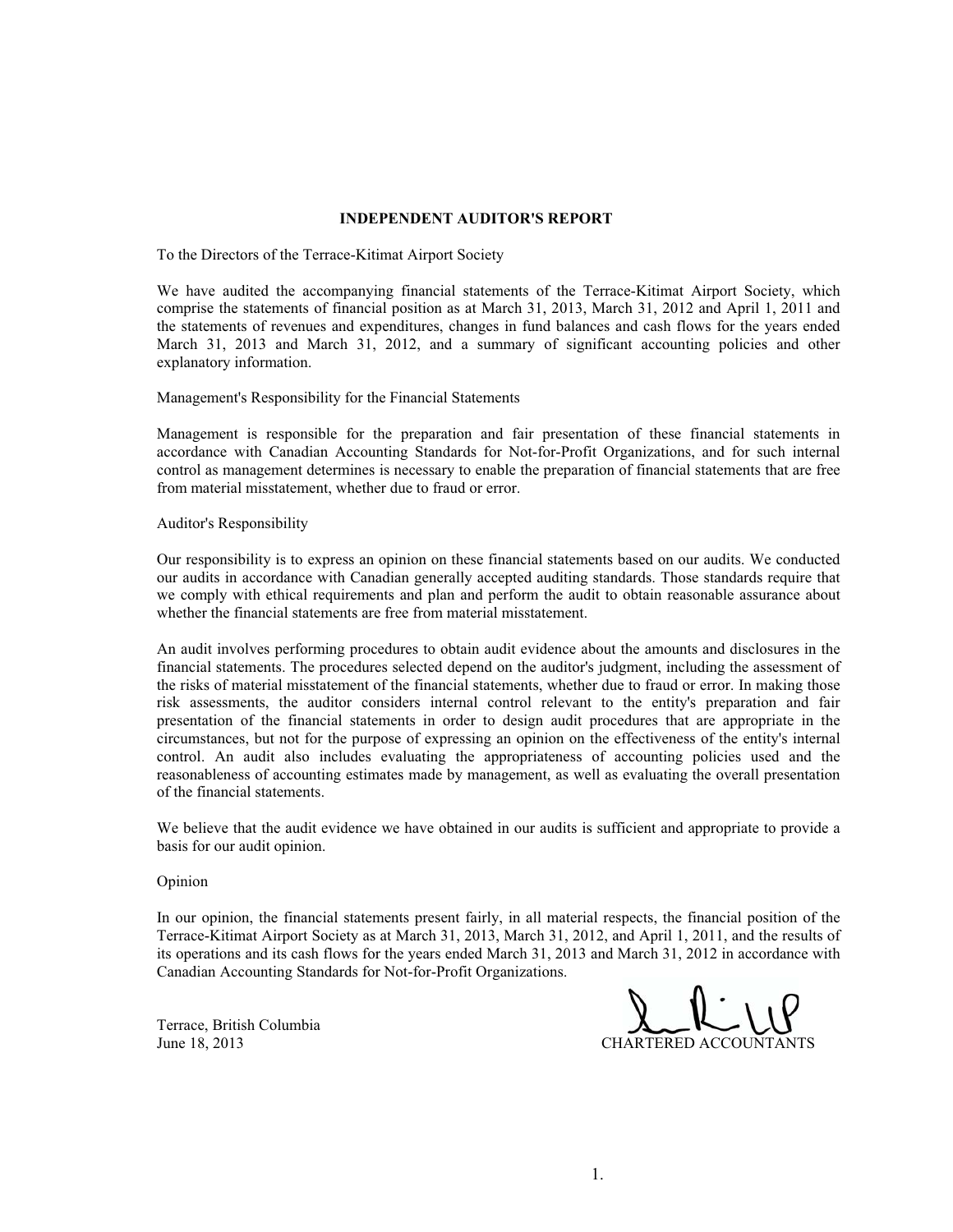## INDEPENDENT AUDITOR'S REPORT

To the Directors of the Terrace-Kitimat Airport Society

We have audited the accompanying financial statements of the Terrace-Kitimat Airport Society, which comprise the statements of financial position as at March 31, 2013, March 31, 2012 and April 1, 2011 and the statements of revenues and expenditures, changes in fund balances and cash flows for the years ended March 31, 2013 and March 31, 2012, and a summary of significant accounting policies and other explanatory information.

Management's Responsibility for the Financial Statements

Management is responsible for the preparation and fair presentation of these financial statements in accordance with Canadian Accounting Standards for Not-for-Profit Organizations, and for such internal control as management determines is necessary to enable the preparation of financial statements that are free from material misstatement, whether due to fraud or error.

Auditor's Responsibility

Our responsibility is to express an opinion on these financial statements based on our audits. We conducted our audits in accordance with Canadian generally accepted auditing standards. Those standards require that we comply with ethical requirements and plan and perform the audit to obtain reasonable assurance about whether the financial statements are free from material misstatement.

An audit involves performing procedures to obtain audit evidence about the amounts and disclosures in the financial statements. The procedures selected depend on the auditor's judgment, including the assessment of the risks of material misstatement of the financial statements, whether due to fraud or error. In making those risk assessments, the auditor considers internal control relevant to the entity's preparation and fair presentation of the financial statements in order to design audit procedures that are appropriate in the circumstances, but not for the purpose of expressing an opinion on the effectiveness of the entity's internal control. An audit also includes evaluating the appropriateness of accounting policies used and the reasonableness of accounting estimates made by management, as well as evaluating the overall presentation of the financial statements.

We believe that the audit evidence we have obtained in our audits is sufficient and appropriate to provide a basis for our audit opinion.

Opinion

In our opinion, the financial statements present fairly, in all material respects, the financial position of the Terrace-Kitimat Airport Society as at March 31, 2013, March 31, 2012, and April 1, 2011, and the results of its operations and its cash flows for the years ended March 31, 2013 and March 31, 2012 in accordance with Canadian Accounting Standards for Not-for-Profit Organizations.

Terrace, British Columbia
June 18, 2013

CHARTERED ACCOUNTANTS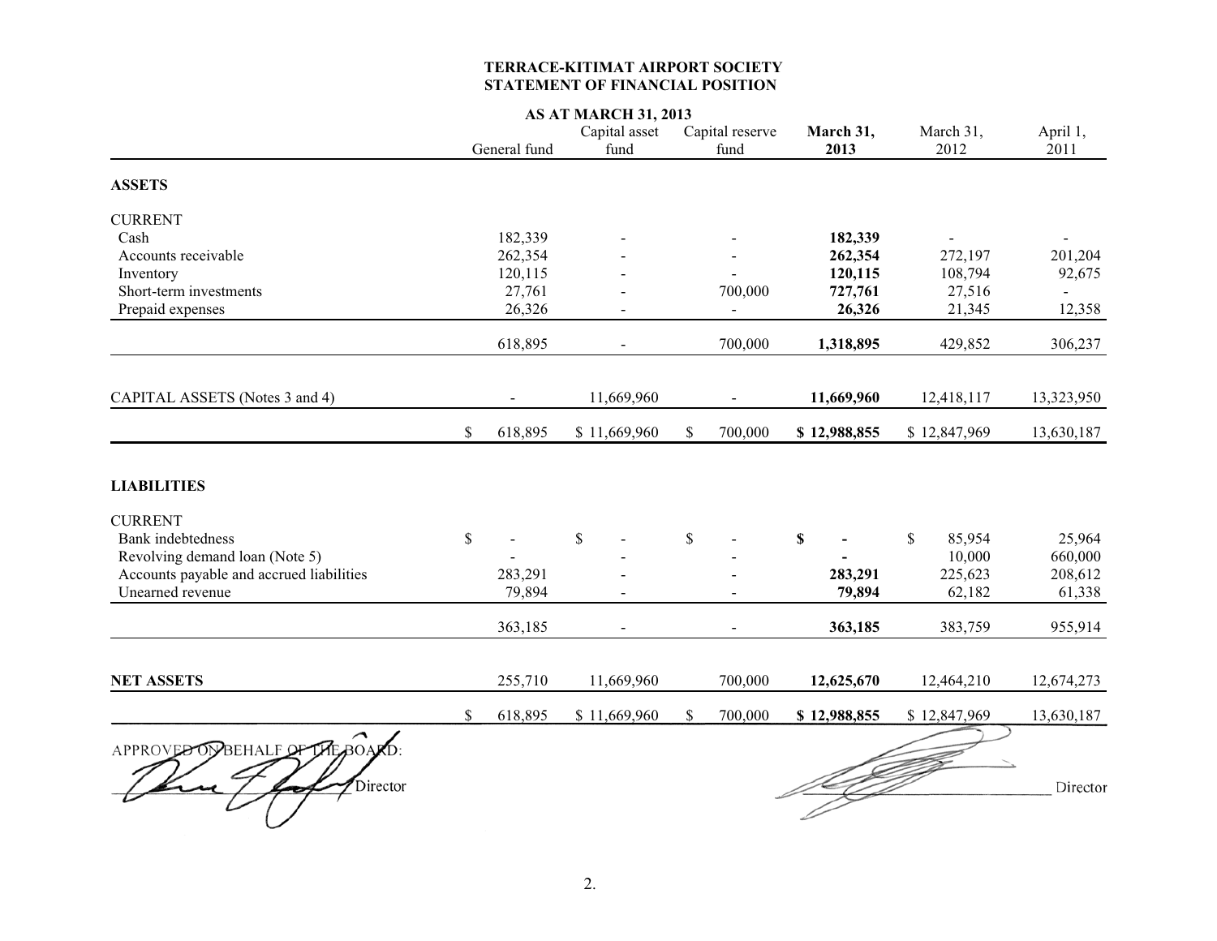**TERRACE-KITIMAT AIRPORT SOCIETY**
**STATEMENT OF FINANCIAL POSITION**

**AS AT MARCH 31, 2013**

| | General fund | Capital asset fund | Capital reserve fund | **March 31, 2013** | March 31, 2012 | April 1, 2011 |
|---|---|---|---|---|---|---|
| **ASSETS** | | | | | | |
| CURRENT | | | | | | |
| Cash | 182,339 | - | - | **182,339** | - | - |
| Accounts receivable | 262,354 | - | - | **262,354** | 272,197 | 201,204 |
| Inventory | 120,115 | - | - | **120,115** | 108,794 | 92,675 |
| Short-term investments | 27,761 | - | 700,000 | **727,761** | 27,516 | - |
| Prepaid expenses | 26,326 | - | - | **26,326** | 21,345 | 12,358 |
| | 618,895 | - | 700,000 | **1,318,895** | 429,852 | 306,237 |
| CAPITAL ASSETS (Notes 3 and 4) | - | 11,669,960 | - | **11,669,960** | 12,418,117 | 13,323,950 |
| | $ 618,895 | $ 11,669,960 | $ 700,000 | **$ 12,988,855** | $ 12,847,969 | 13,630,187 |
| **LIABILITIES** | | | | | | |
| CURRENT | | | | | | |
| Bank indebtedness | $ - | $ - | $ - | **$ -** | $ 85,954 | 25,964 |
| Revolving demand loan (Note 5) | - | - | - | **-** | 10,000 | 660,000 |
| Accounts payable and accrued liabilities | 283,291 | - | - | **283,291** | 225,623 | 208,612 |
| Unearned revenue | 79,894 | - | - | **79,894** | 62,182 | 61,338 |
| | 363,185 | - | - | **363,185** | 383,759 | 955,914 |
| **NET ASSETS** | 255,710 | 11,669,960 | 700,000 | **12,625,670** | 12,464,210 | 12,674,273 |
| | $ 618,895 | $ 11,669,960 | $ 700,000 | **$ 12,988,855** | $ 12,847,969 | 13,630,187 |

APPROVED ON BEHALF OF THE BOARD:

_________________________ Director

_________________________ Director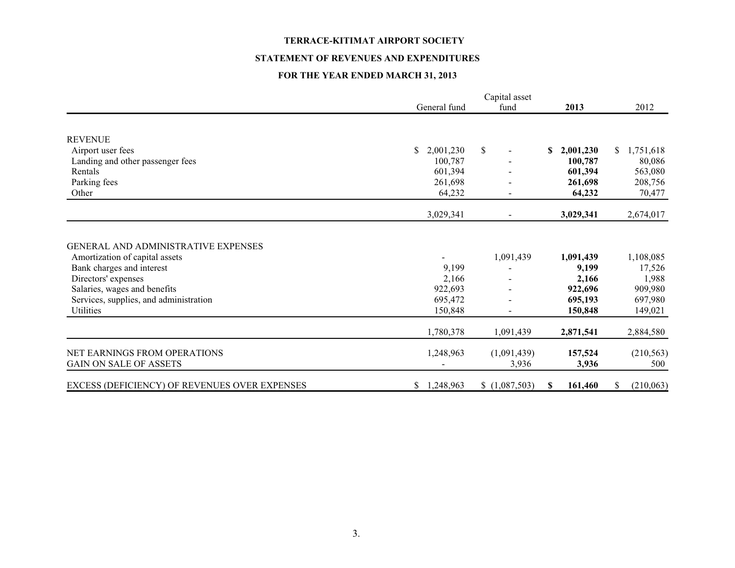**TERRACE-KITIMAT AIRPORT SOCIETY**

**STATEMENT OF REVENUES AND EXPENDITURES**

**FOR THE YEAR ENDED MARCH 31, 2013**

| | General fund | Capital asset fund | **2013** | 2012 |
|---|---|---|---|---|
| REVENUE | | | | |
| Airport user fees | $ 2,001,230 | $ - | **$ 2,001,230** | $ 1,751,618 |
| Landing and other passenger fees | 100,787 | - | **100,787** | 80,086 |
| Rentals | 601,394 | - | **601,394** | 563,080 |
| Parking fees | 261,698 | - | **261,698** | 208,756 |
| Other | 64,232 | - | **64,232** | 70,477 |
| | 3,029,341 | - | **3,029,341** | 2,674,017 |
| GENERAL AND ADMINISTRATIVE EXPENSES | | | | |
| Amortization of capital assets | - | 1,091,439 | **1,091,439** | 1,108,085 |
| Bank charges and interest | 9,199 | - | **9,199** | 17,526 |
| Directors' expenses | 2,166 | - | **2,166** | 1,988 |
| Salaries, wages and benefits | 922,693 | - | **922,696** | 909,980 |
| Services, supplies, and administration | 695,472 | - | **695,193** | 697,980 |
| Utilities | 150,848 | - | **150,848** | 149,021 |
| | 1,780,378 | 1,091,439 | **2,871,541** | 2,884,580 |
| NET EARNINGS FROM OPERATIONS | 1,248,963 | (1,091,439) | **157,524** | (210,563) |
| GAIN ON SALE OF ASSETS | - | 3,936 | **3,936** | 500 |
| EXCESS (DEFICIENCY) OF REVENUES OVER EXPENSES | $ 1,248,963 | $ (1,087,503) | **$ 161,460** | $ (210,063) |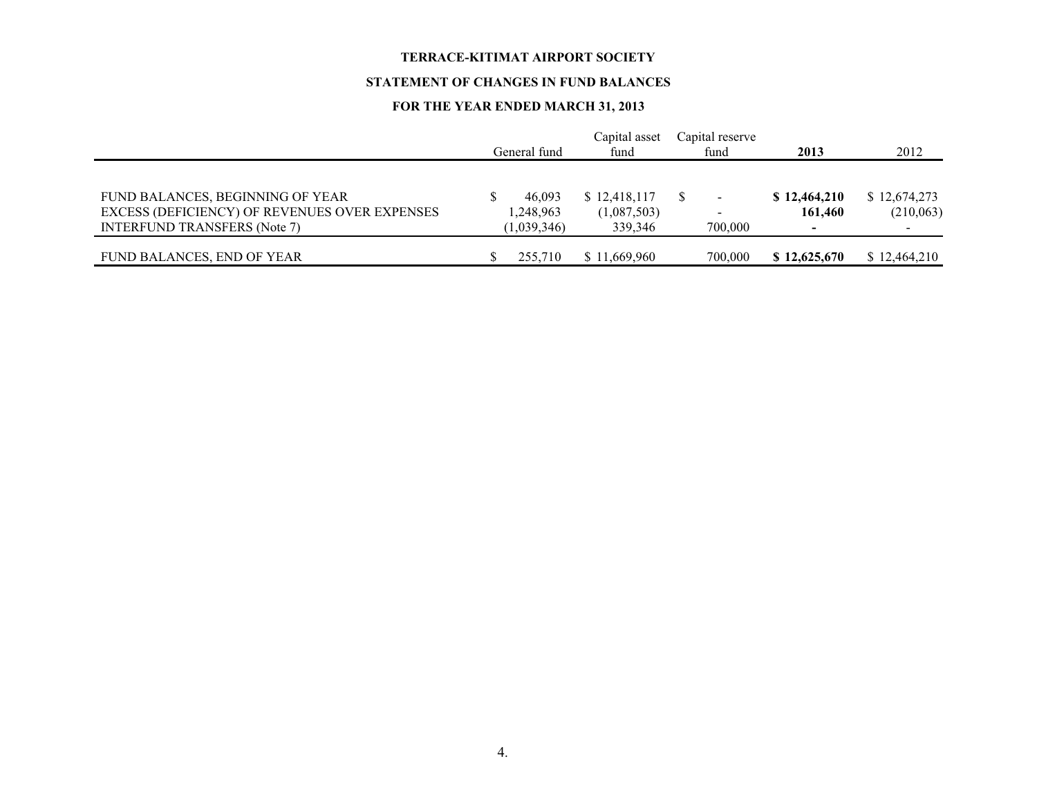**TERRACE-KITIMAT AIRPORT SOCIETY**

**STATEMENT OF CHANGES IN FUND BALANCES**

**FOR THE YEAR ENDED MARCH 31, 2013**

| | General fund | Capital asset fund | Capital reserve fund | **2013** | 2012 |
|---|---|---|---|---|---|
| FUND BALANCES, BEGINNING OF YEAR | $ 46,093 | $ 12,418,117 | $ - | **$ 12,464,210** | $ 12,674,273 |
| EXCESS (DEFICIENCY) OF REVENUES OVER EXPENSES | 1,248,963 | (1,087,503) | - | **161,460** | (210,063) |
| INTERFUND TRANSFERS (Note 7) | (1,039,346) | 339,346 | 700,000 | **-** | - |
| FUND BALANCES, END OF YEAR | $ 255,710 | $ 11,669,960 | 700,000 | **$ 12,625,670** | $ 12,464,210 |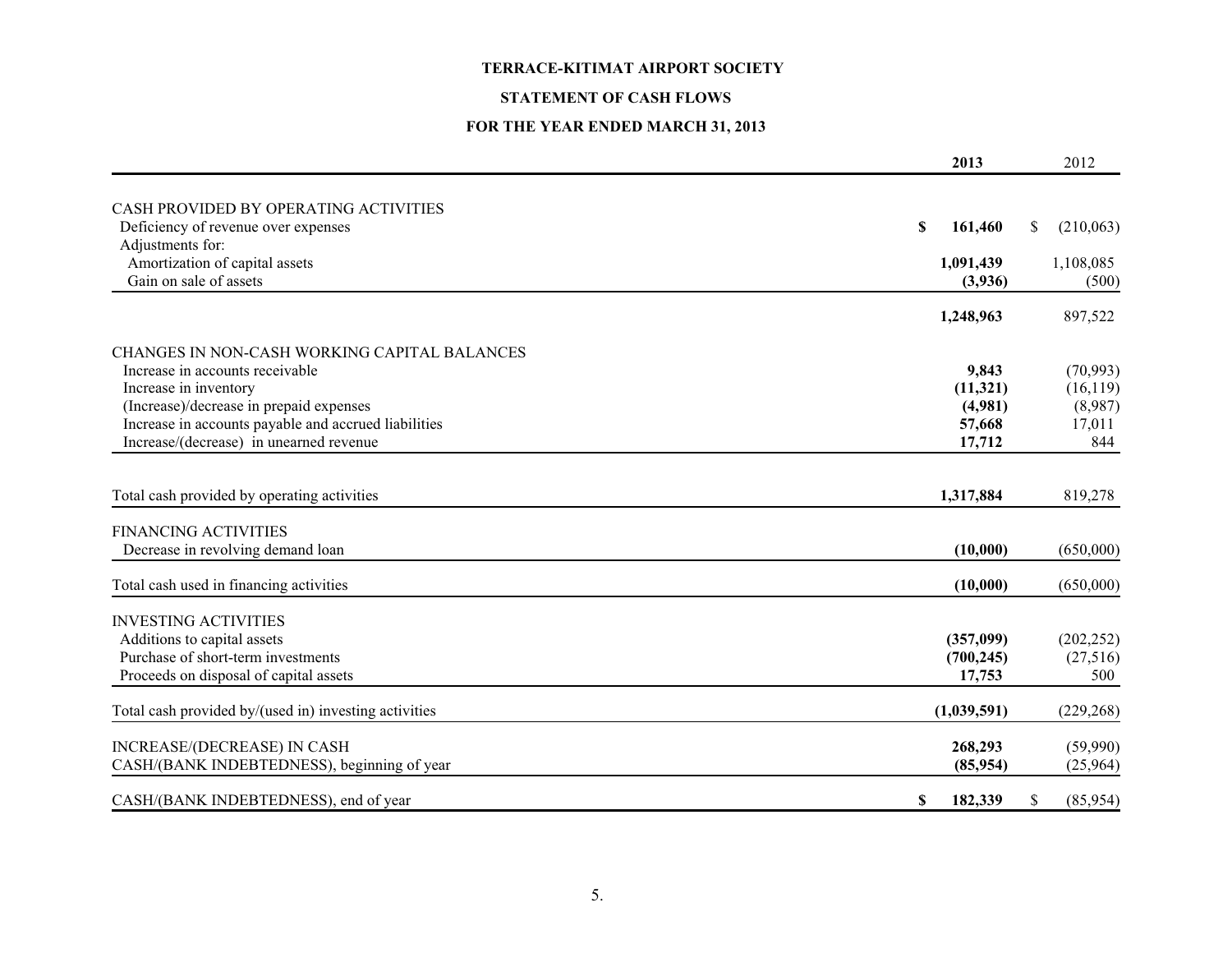**TERRACE-KITIMAT AIRPORT SOCIETY**

**STATEMENT OF CASH FLOWS**

**FOR THE YEAR ENDED MARCH 31, 2013**

| | **2013** | 2012 |
|---|---|---|
| CASH PROVIDED BY OPERATING ACTIVITIES | | |
| Deficiency of revenue over expenses | **$ 161,460** | $ (210,063) |
| Adjustments for: | | |
| Amortization of capital assets | **1,091,439** | 1,108,085 |
| Gain on sale of assets | **(3,936)** | (500) |
| | **1,248,963** | 897,522 |
| CHANGES IN NON-CASH WORKING CAPITAL BALANCES | | |
| Increase in accounts receivable | **9,843** | (70,993) |
| Increase in inventory | **(11,321)** | (16,119) |
| (Increase)/decrease in prepaid expenses | **(4,981)** | (8,987) |
| Increase in accounts payable and accrued liabilities | **57,668** | 17,011 |
| Increase/(decrease) in unearned revenue | **17,712** | 844 |
| Total cash provided by operating activities | **1,317,884** | 819,278 |
| FINANCING ACTIVITIES | | |
| Decrease in revolving demand loan | **(10,000)** | (650,000) |
| Total cash used in financing activities | **(10,000)** | (650,000) |
| INVESTING ACTIVITIES | | |
| Additions to capital assets | **(357,099)** | (202,252) |
| Purchase of short-term investments | **(700,245)** | (27,516) |
| Proceeds on disposal of capital assets | **17,753** | 500 |
| Total cash provided by/(used in) investing activities | **(1,039,591)** | (229,268) |
| INCREASE/(DECREASE) IN CASH | **268,293** | (59,990) |
| CASH/(BANK INDEBTEDNESS), beginning of year | **(85,954)** | (25,964) |
| CASH/(BANK INDEBTEDNESS), end of year | **$ 182,339** | $ (85,954) |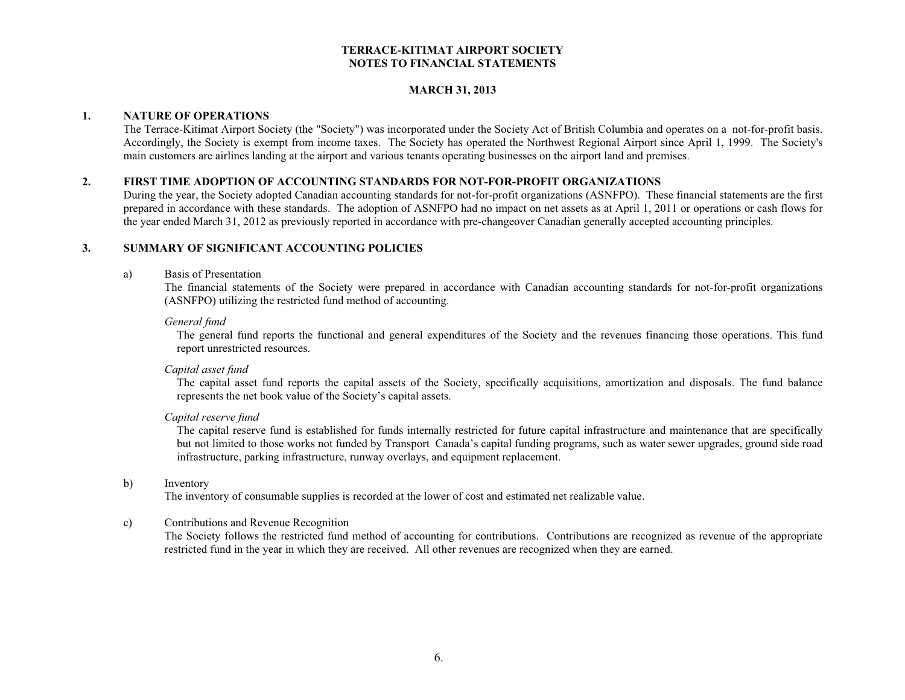# TERRACE-KITIMAT AIRPORT SOCIETY
# NOTES TO FINANCIAL STATEMENTS

**MARCH 31, 2013**

## 1. NATURE OF OPERATIONS

The Terrace-Kitimat Airport Society (the "Society") was incorporated under the Society Act of British Columbia and operates on a not-for-profit basis. Accordingly, the Society is exempt from income taxes. The Society has operated the Northwest Regional Airport since April 1, 1999. The Society's main customers are airlines landing at the airport and various tenants operating businesses on the airport land and premises.

## 2. FIRST TIME ADOPTION OF ACCOUNTING STANDARDS FOR NOT-FOR-PROFIT ORGANIZATIONS

During the year, the Society adopted Canadian accounting standards for not-for-profit organizations (ASNFPO). These financial statements are the first prepared in accordance with these standards. The adoption of ASNFPO had no impact on net assets as at April 1, 2011 or operations or cash flows for the year ended March 31, 2012 as previously reported in accordance with pre-changeover Canadian generally accepted accounting principles.

## 3. SUMMARY OF SIGNIFICANT ACCOUNTING POLICIES

a) Basis of Presentation

The financial statements of the Society were prepared in accordance with Canadian accounting standards for not-for-profit organizations (ASNFPO) utilizing the restricted fund method of accounting.

*General fund*

The general fund reports the functional and general expenditures of the Society and the revenues financing those operations. This fund report unrestricted resources.

*Capital asset fund*

The capital asset fund reports the capital assets of the Society, specifically acquisitions, amortization and disposals. The fund balance represents the net book value of the Society's capital assets.

*Capital reserve fund*

The capital reserve fund is established for funds internally restricted for future capital infrastructure and maintenance that are specifically but not limited to those works not funded by Transport Canada's capital funding programs, such as water sewer upgrades, ground side road infrastructure, parking infrastructure, runway overlays, and equipment replacement.

b) Inventory

The inventory of consumable supplies is recorded at the lower of cost and estimated net realizable value.

c) Contributions and Revenue Recognition

The Society follows the restricted fund method of accounting for contributions. Contributions are recognized as revenue of the appropriate restricted fund in the year in which they are received. All other revenues are recognized when they are earned.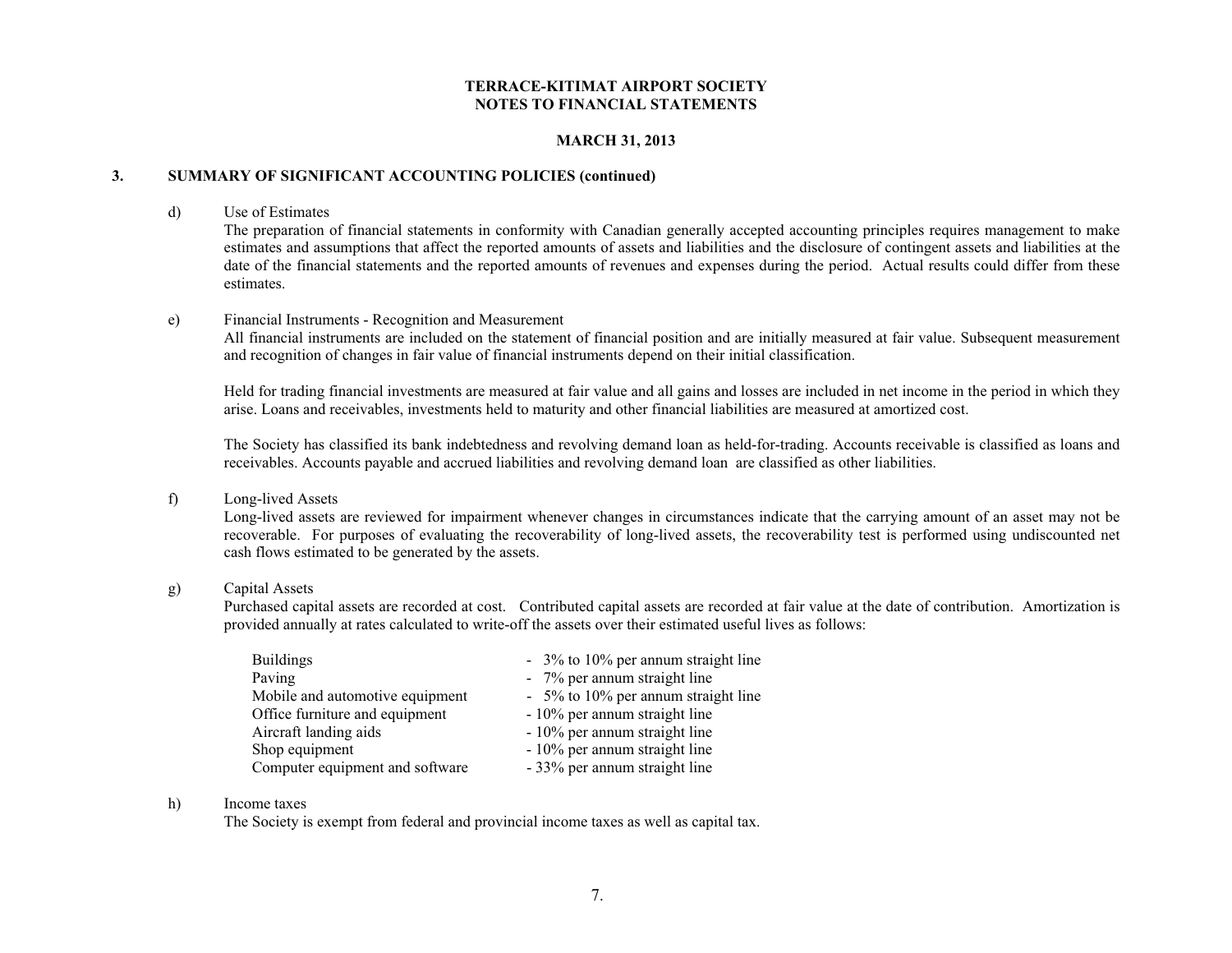**TERRACE-KITIMAT AIRPORT SOCIETY**
**NOTES TO FINANCIAL STATEMENTS**

**MARCH 31, 2013**

## 3. SUMMARY OF SIGNIFICANT ACCOUNTING POLICIES (continued)

d) Use of Estimates

The preparation of financial statements in conformity with Canadian generally accepted accounting principles requires management to make estimates and assumptions that affect the reported amounts of assets and liabilities and the disclosure of contingent assets and liabilities at the date of the financial statements and the reported amounts of revenues and expenses during the period. Actual results could differ from these estimates.

e) Financial Instruments - Recognition and Measurement

All financial instruments are included on the statement of financial position and are initially measured at fair value. Subsequent measurement and recognition of changes in fair value of financial instruments depend on their initial classification.

Held for trading financial investments are measured at fair value and all gains and losses are included in net income in the period in which they arise. Loans and receivables, investments held to maturity and other financial liabilities are measured at amortized cost.

The Society has classified its bank indebtedness and revolving demand loan as held-for-trading. Accounts receivable is classified as loans and receivables. Accounts payable and accrued liabilities and revolving demand loan are classified as other liabilities.

f) Long-lived Assets

Long-lived assets are reviewed for impairment whenever changes in circumstances indicate that the carrying amount of an asset may not be recoverable. For purposes of evaluating the recoverability of long-lived assets, the recoverability test is performed using undiscounted net cash flows estimated to be generated by the assets.

g) Capital Assets

Purchased capital assets are recorded at cost. Contributed capital assets are recorded at fair value at the date of contribution. Amortization is provided annually at rates calculated to write-off the assets over their estimated useful lives as follows:

| | |
|---|---|
| Buildings | - 3% to 10% per annum straight line |
| Paving | - 7% per annum straight line |
| Mobile and automotive equipment | - 5% to 10% per annum straight line |
| Office furniture and equipment | - 10% per annum straight line |
| Aircraft landing aids | - 10% per annum straight line |
| Shop equipment | - 10% per annum straight line |
| Computer equipment and software | - 33% per annum straight line |

h) Income taxes

The Society is exempt from federal and provincial income taxes as well as capital tax.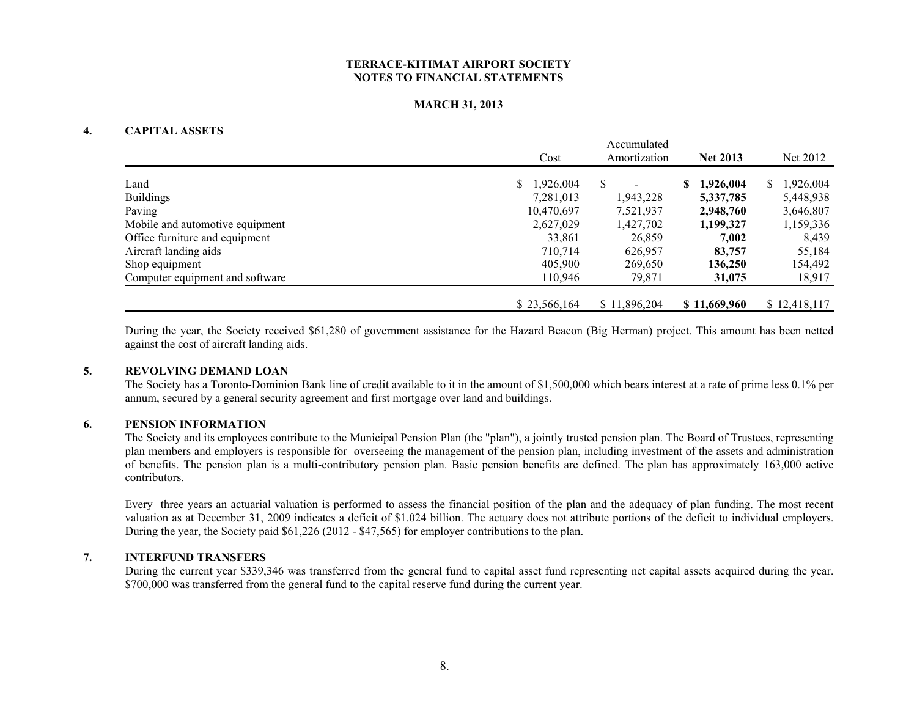**TERRACE-KITIMAT AIRPORT SOCIETY**
**NOTES TO FINANCIAL STATEMENTS**

**MARCH 31, 2013**

## 4. CAPITAL ASSETS

| | Cost | Accumulated Amortization | **Net 2013** | Net 2012 |
|---|---|---|---|---|
| Land | $ 1,926,004 | $ - | **$ 1,926,004** | $ 1,926,004 |
| Buildings | 7,281,013 | 1,943,228 | **5,337,785** | 5,448,938 |
| Paving | 10,470,697 | 7,521,937 | **2,948,760** | 3,646,807 |
| Mobile and automotive equipment | 2,627,029 | 1,427,702 | **1,199,327** | 1,159,336 |
| Office furniture and equipment | 33,861 | 26,859 | **7,002** | 8,439 |
| Aircraft landing aids | 710,714 | 626,957 | **83,757** | 55,184 |
| Shop equipment | 405,900 | 269,650 | **136,250** | 154,492 |
| Computer equipment and software | 110,946 | 79,871 | **31,075** | 18,917 |
| | $ 23,566,164 | $ 11,896,204 | **$ 11,669,960** | $ 12,418,117 |

During the year, the Society received $61,280 of government assistance for the Hazard Beacon (Big Herman) project. This amount has been netted against the cost of aircraft landing aids.

## 5. REVOLVING DEMAND LOAN

The Society has a Toronto-Dominion Bank line of credit available to it in the amount of $1,500,000 which bears interest at a rate of prime less 0.1% per annum, secured by a general security agreement and first mortgage over land and buildings.

## 6. PENSION INFORMATION

The Society and its employees contribute to the Municipal Pension Plan (the "plan"), a jointly trusted pension plan. The Board of Trustees, representing plan members and employers is responsible for overseeing the management of the pension plan, including investment of the assets and administration of benefits. The pension plan is a multi-contributory pension plan. Basic pension benefits are defined. The plan has approximately 163,000 active contributors.

Every three years an actuarial valuation is performed to assess the financial position of the plan and the adequacy of plan funding. The most recent valuation as at December 31, 2009 indicates a deficit of $1.024 billion. The actuary does not attribute portions of the deficit to individual employers. During the year, the Society paid $61,226 (2012 - $47,565) for employer contributions to the plan.

## 7. INTERFUND TRANSFERS

During the current year $339,346 was transferred from the general fund to capital asset fund representing net capital assets acquired during the year. $700,000 was transferred from the general fund to the capital reserve fund during the current year.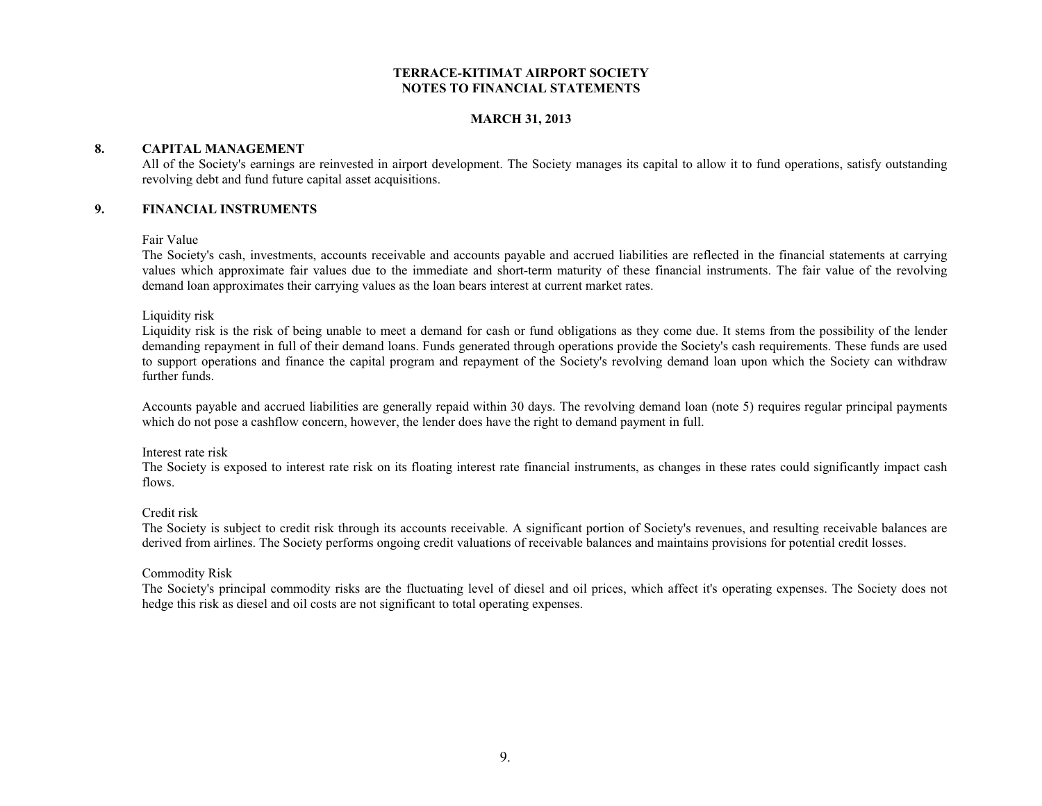# TERRACE-KITIMAT AIRPORT SOCIETY
# NOTES TO FINANCIAL STATEMENTS

**MARCH 31, 2013**

## 8. CAPITAL MANAGEMENT

All of the Society's earnings are reinvested in airport development. The Society manages its capital to allow it to fund operations, satisfy outstanding revolving debt and fund future capital asset acquisitions.

## 9. FINANCIAL INSTRUMENTS

Fair Value

The Society's cash, investments, accounts receivable and accounts payable and accrued liabilities are reflected in the financial statements at carrying values which approximate fair values due to the immediate and short-term maturity of these financial instruments. The fair value of the revolving demand loan approximates their carrying values as the loan bears interest at current market rates.

Liquidity risk

Liquidity risk is the risk of being unable to meet a demand for cash or fund obligations as they come due. It stems from the possibility of the lender demanding repayment in full of their demand loans. Funds generated through operations provide the Society's cash requirements. These funds are used to support operations and finance the capital program and repayment of the Society's revolving demand loan upon which the Society can withdraw further funds.

Accounts payable and accrued liabilities are generally repaid within 30 days. The revolving demand loan (note 5) requires regular principal payments which do not pose a cashflow concern, however, the lender does have the right to demand payment in full.

Interest rate risk

The Society is exposed to interest rate risk on its floating interest rate financial instruments, as changes in these rates could significantly impact cash flows.

Credit risk

The Society is subject to credit risk through its accounts receivable. A significant portion of Society's revenues, and resulting receivable balances are derived from airlines. The Society performs ongoing credit valuations of receivable balances and maintains provisions for potential credit losses.

Commodity Risk

The Society's principal commodity risks are the fluctuating level of diesel and oil prices, which affect it's operating expenses. The Society does not hedge this risk as diesel and oil costs are not significant to total operating expenses.